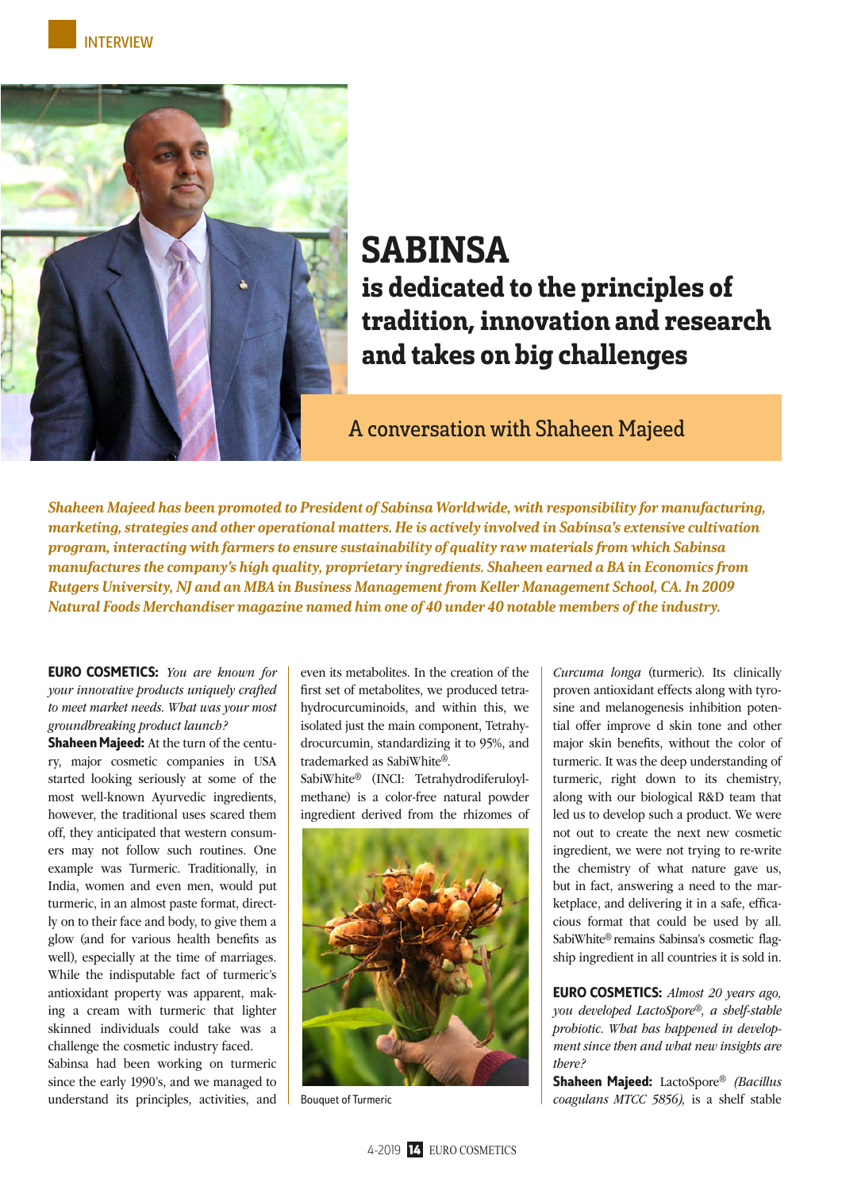INTERVIEW

# SABINSA

## is dedicated to the principles of tradition, innovation and research and takes on big challenges

### A conversation with Shaheen Majeed

***Shaheen Majeed has been promoted to President of Sabinsa Worldwide, with responsibility for manufacturing, marketing, strategies and other operational matters. He is actively involved in Sabinsa's extensive cultivation program, interacting with farmers to ensure sustainability of quality raw materials from which Sabinsa manufactures the company's high quality, proprietary ingredients. Shaheen earned a BA in Economics from Rutgers University, NJ and an MBA in Business Management from Keller Management School, CA. In 2009 Natural Foods Merchandiser magazine named him one of 40 under 40 notable members of the industry.***

**EURO COSMETICS:** *You are known for your innovative products uniquely crafted to meet market needs. What was your most groundbreaking product launch?*

**Shaheen Majeed:** At the turn of the century, major cosmetic companies in USA started looking seriously at some of the most well-known Ayurvedic ingredients, however, the traditional uses scared them off, they anticipated that western consumers may not follow such routines. One example was Turmeric. Traditionally, in India, women and even men, would put turmeric, in an almost paste format, directly on to their face and body, to give them a glow (and for various health benefits as well), especially at the time of marriages. While the indisputable fact of turmeric's antioxidant property was apparent, making a cream with turmeric that lighter skinned individuals could take was a challenge the cosmetic industry faced.

Sabinsa had been working on turmeric since the early 1990's, and we managed to understand its principles, activities, and even its metabolites. In the creation of the first set of metabolites, we produced tetrahydrocurcuminoids, and within this, we isolated just the main component, Tetrahydrocurcumin, standardizing it to 95%, and trademarked as SabiWhite®.

SabiWhite® (INCI: Tetrahydrodiferuloylmethane) is a color-free natural powder ingredient derived from the rhizomes of *Curcuma longa* (turmeric). Its clinically proven antioxidant effects along with tyrosine and melanogenesis inhibition potential offer improve d skin tone and other major skin benefits, without the color of turmeric. It was the deep understanding of turmeric, right down to its chemistry, along with our biological R&D team that led us to develop such a product. We were not out to create the next new cosmetic ingredient, we were not trying to re-write the chemistry of what nature gave us, but in fact, answering a need to the marketplace, and delivering it in a safe, efficacious format that could be used by all. SabiWhite® remains Sabinsa's cosmetic flagship ingredient in all countries it is sold in.

Bouquet of Turmeric

**EURO COSMETICS:** *Almost 20 years ago, you developed LactoSpore®, a shelf-stable probiotic. What has happened in development since then and what new insights are there?*

**Shaheen Majeed:** LactoSpore® *(Bacillus coagulans MTCC 5856),* is a shelf stable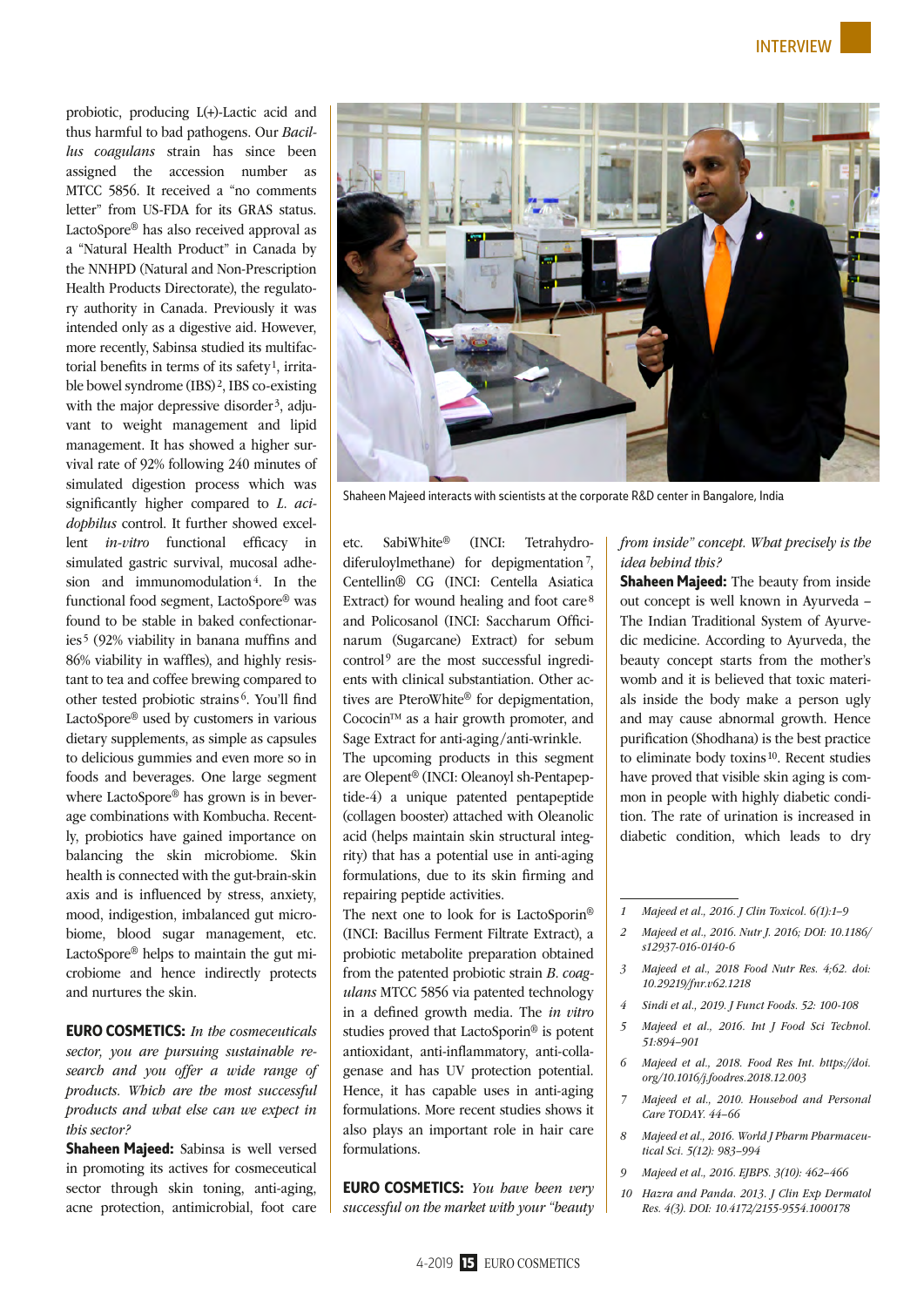probiotic, producing L(+)-Lactic acid and thus harmful to bad pathogens. Our *Bacillus coagulans* strain has since been assigned the accession number as MTCC 5856. It received a "no comments letter" from US-FDA for its GRAS status. LactoSpore® has also received approval as a "Natural Health Product" in Canada by the NNHPD (Natural and Non-Prescription Health Products Directorate), the regulatory authority in Canada. Previously it was intended only as a digestive aid. However, more recently, Sabinsa studied its multifactorial benefits in terms of its safety[1], irritable bowel syndrome (IBS)[2], IBS co-existing with the major depressive disorder[3], adjuvant to weight management and lipid management. It has showed a higher survival rate of 92% following 240 minutes of simulated digestion process which was significantly higher compared to *L. acidophilus* control. It further showed excellent *in-vitro* functional efficacy in simulated gastric survival, mucosal adhesion and immunomodulation[4]. In the functional food segment, LactoSpore® was found to be stable in baked confectionaries[5] (92% viability in banana muffins and 86% viability in waffles), and highly resistant to tea and coffee brewing compared to other tested probiotic strains[6]. You'll find LactoSpore® used by customers in various dietary supplements, as simple as capsules to delicious gummies and even more so in foods and beverages. One large segment where LactoSpore® has grown is in beverage combinations with Kombucha. Recently, probiotics have gained importance on balancing the skin microbiome. Skin health is connected with the gut-brain-skin axis and is influenced by stress, anxiety, mood, indigestion, imbalanced gut microbiome, blood sugar management, etc. LactoSpore® helps to maintain the gut microbiome and hence indirectly protects and nurtures the skin.

Shaheen Majeed interacts with scientists at the corporate R&D center in Bangalore, India

**EURO COSMETICS:** *In the cosmeceuticals sector, you are pursuing sustainable research and you offer a wide range of products. Which are the most successful products and what else can we expect in this sector?*

**Shaheen Majeed:** Sabinsa is well versed in promoting its actives for cosmeceutical sector through skin toning, anti-aging, acne protection, antimicrobial, foot care etc. SabiWhite® (INCI: Tetrahydrodiferuloylmethane) for depigmentation[7], Centellin® CG (INCI: Centella Asiatica Extract) for wound healing and foot care[8] and Policosanol (INCI: Saccharum Officinarum (Sugarcane) Extract) for sebum control[9] are the most successful ingredients with clinical substantiation. Other actives are PteroWhite® for depigmentation, Cococin™ as a hair growth promoter, and Sage Extract for anti-aging/anti-wrinkle.

The upcoming products in this segment are Olepent® (INCI: Oleanoyl sh-Pentapeptide-4) a unique patented pentapeptide (collagen booster) attached with Oleanolic acid (helps maintain skin structural integrity) that has a potential use in anti-aging formulations, due to its skin firming and repairing peptide activities.

The next one to look for is LactoSporin® (INCI: Bacillus Ferment Filtrate Extract), a probiotic metabolite preparation obtained from the patented probiotic strain *B. coagulans* MTCC 5856 via patented technology in a defined growth media. The *in vitro* studies proved that LactoSporin® is potent antioxidant, anti-inflammatory, anti-collagenase and has UV protection potential. Hence, it has capable uses in anti-aging formulations. More recent studies shows it also plays an important role in hair care formulations.

**EURO COSMETICS:** *You have been very successful on the market with your "beauty from inside" concept. What precisely is the idea behind this?*

**Shaheen Majeed:** The beauty from inside out concept is well known in Ayurveda – The Indian Traditional System of Ayurvedic medicine. According to Ayurveda, the beauty concept starts from the mother's womb and it is believed that toxic materials inside the body make a person ugly and may cause abnormal growth. Hence purification (Shodhana) is the best practice to eliminate body toxins[10]. Recent studies have proved that visible skin aging is common in people with highly diabetic condition. The rate of urination is increased in diabetic condition, which leads to dry

1. Majeed et al., 2016. J Clin Toxicol. 6(1):1–9
2. Majeed et al., 2016. Nutr J. 2016; DOI: 10.1186/s12937-016-0140-6
3. Majeed et al., 2018 Food Nutr Res. 4;62. doi: 10.29219/fnr.v62.1218
4. Sindi et al., 2019. J Funct Foods. 52: 100-108
5. Majeed et al., 2016. Int J Food Sci Technol. 51:894–901
6. Majeed et al., 2018. Food Res Int. https://doi.org/10.1016/j.foodres.2018.12.003
7. Majeed et al., 2010. Househod and Personal Care TODAY. 44–66
8. Majeed et al., 2016. World J Pharm Pharmaceutical Sci. 5(12): 983–994
9. Majeed et al., 2016. EJBPS. 3(10): 462–466
10. Hazra and Panda. 2013. J Clin Exp Dermatol Res. 4(3). DOI: 10.4172/2155-9554.1000178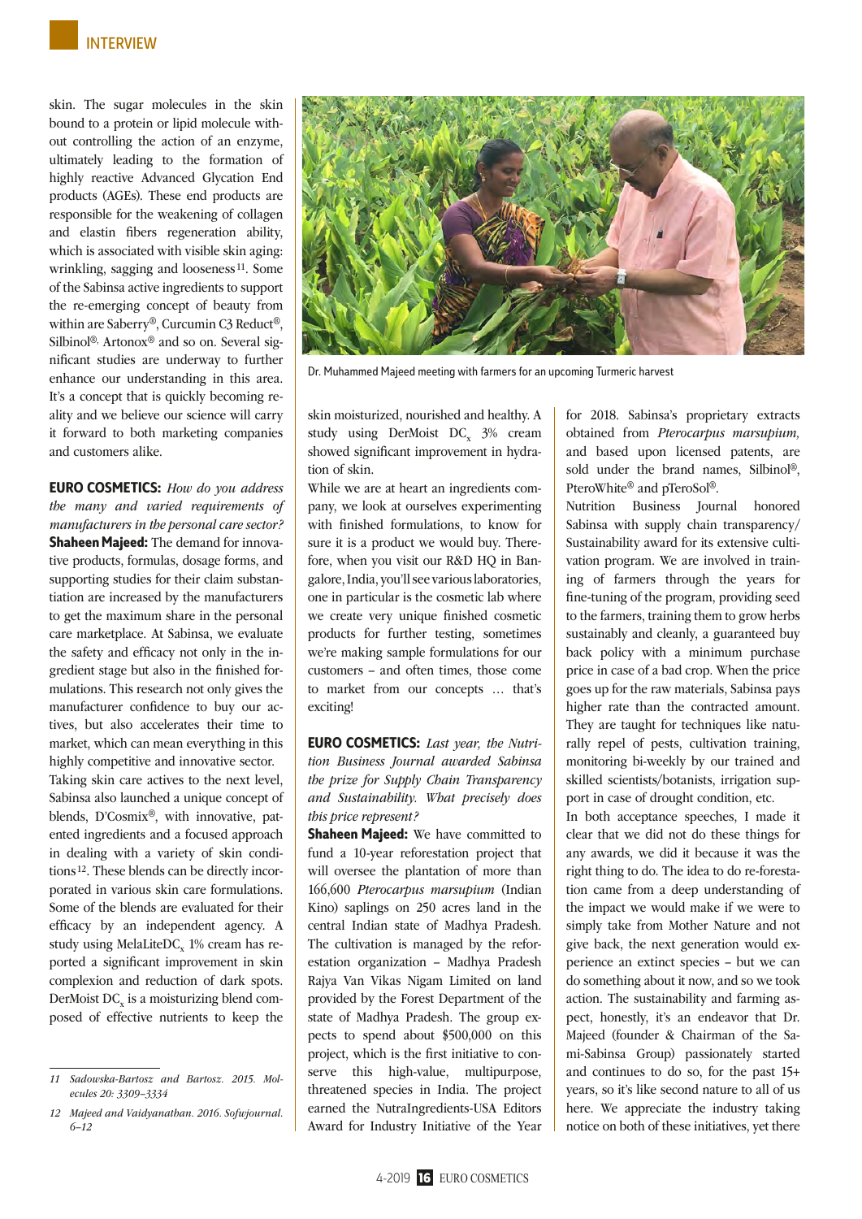skin. The sugar molecules in the skin bound to a protein or lipid molecule without controlling the action of an enzyme, ultimately leading to the formation of highly reactive Advanced Glycation End products (AGEs). These end products are responsible for the weakening of collagen and elastin fibers regeneration ability, which is associated with visible skin aging: wrinkling, sagging and looseness[11]. Some of the Sabinsa active ingredients to support the re-emerging concept of beauty from within are Saberry®, Curcumin C3 Reduct®, Silbinol®, Artonox® and so on. Several significant studies are underway to further enhance our understanding in this area. It's a concept that is quickly becoming reality and we believe our science will carry it forward to both marketing companies and customers alike.

**EURO COSMETICS:** *How do you address the many and varied requirements of manufacturers in the personal care sector?*
**Shaheen Majeed:** The demand for innovative products, formulas, dosage forms, and supporting studies for their claim substantiation are increased by the manufacturers to get the maximum share in the personal care marketplace. At Sabinsa, we evaluate the safety and efficacy not only in the ingredient stage but also in the finished formulations. This research not only gives the manufacturer confidence to buy our actives, but also accelerates their time to market, which can mean everything in this highly competitive and innovative sector.
Taking skin care actives to the next level, Sabinsa also launched a unique concept of blends, D'Cosmix®, with innovative, patented ingredients and a focused approach in dealing with a variety of skin conditions[12]. These blends can be directly incorporated in various skin care formulations. Some of the blends are evaluated for their efficacy by an independent agency. A study using MelaLiteDC$_x$ 1% cream has reported a significant improvement in skin complexion and reduction of dark spots. DerMoist DC$_x$ is a moisturizing blend composed of effective nutrients to keep the skin moisturized, nourished and healthy. A study using DerMoist DC$_x$ 3% cream showed significant improvement in hydration of skin.
While we are at heart an ingredients company, we look at ourselves experimenting with finished formulations, to know for sure it is a product we would buy. Therefore, when you visit our R&D HQ in Bangalore, India, you'll see various laboratories, one in particular is the cosmetic lab where we create very unique finished cosmetic products for further testing, sometimes we're making sample formulations for our customers – and often times, those come to market from our concepts … that's exciting!

Dr. Muhammed Majeed meeting with farmers for an upcoming Turmeric harvest

**EURO COSMETICS:** *Last year, the Nutrition Business Journal awarded Sabinsa the prize for Supply Chain Transparency and Sustainability. What precisely does this price represent?*
**Shaheen Majeed:** We have committed to fund a 10-year reforestation project that will oversee the plantation of more than 166,600 *Pterocarpus marsupium* (Indian Kino) saplings on 250 acres land in the central Indian state of Madhya Pradesh. The cultivation is managed by the reforestation organization – Madhya Pradesh Rajya Van Vikas Nigam Limited on land provided by the Forest Department of the state of Madhya Pradesh. The group expects to spend about $500,000 on this project, which is the first initiative to conserve this high-value, multipurpose, threatened species in India. The project earned the NutraIngredients-USA Editors Award for Industry Initiative of the Year for 2018. Sabinsa's proprietary extracts obtained from *Pterocarpus marsupium,* and based upon licensed patents, are sold under the brand names, Silbinol®, PteroWhite® and pTeroSol®.
Nutrition Business Journal honored Sabinsa with supply chain transparency/Sustainability award for its extensive cultivation program. We are involved in training of farmers through the years for fine-tuning of the program, providing seed to the farmers, training them to grow herbs sustainably and cleanly, a guaranteed buy back policy with a minimum purchase price in case of a bad crop. When the price goes up for the raw materials, Sabinsa pays higher rate than the contracted amount. They are taught for techniques like naturally repel of pests, cultivation training, monitoring bi-weekly by our trained and skilled scientists/botanists, irrigation support in case of drought condition, etc.
In both acceptance speeches, I made it clear that we did not do these things for any awards, we did it because it was the right thing to do. The idea to do re-forestation came from a deep understanding of the impact we would make if we were to simply take from Mother Nature and not give back, the next generation would experience an extinct species – but we can do something about it now, and so we took action. The sustainability and farming aspect, honestly, it's an endeavor that Dr. Majeed (founder & Chairman of the Sami-Sabinsa Group) passionately started and continues to do so, for the past 15+ years, so it's like second nature to all of us here. We appreciate the industry taking notice on both of these initiatives, yet there

---

11 *Sadowska-Bartosz and Bartosz. 2015. Molecules 20: 3309–3334*

12 *Majeed and Vaidyanathan. 2016. Sofwjournal. 6–12*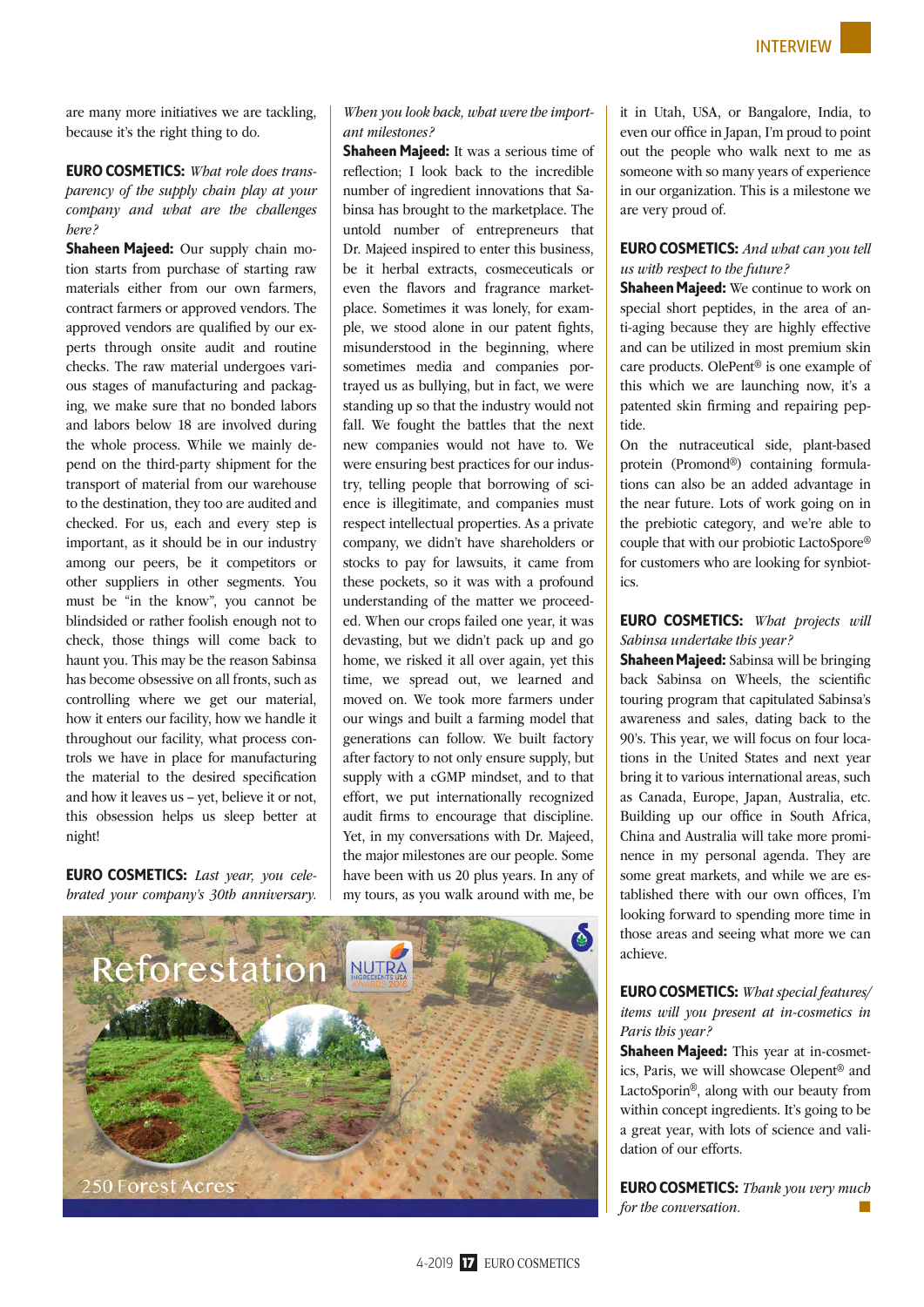are many more initiatives we are tackling, because it's the right thing to do.

**EURO COSMETICS:** *What role does transparency of the supply chain play at your company and what are the challenges here?*

**Shaheen Majeed:** Our supply chain motion starts from purchase of starting raw materials either from our own farmers, contract farmers or approved vendors. The approved vendors are qualified by our experts through onsite audit and routine checks. The raw material undergoes various stages of manufacturing and packaging, we make sure that no bonded labors and labors below 18 are involved during the whole process. While we mainly depend on the third-party shipment for the transport of material from our warehouse to the destination, they too are audited and checked. For us, each and every step is important, as it should be in our industry among our peers, be it competitors or other suppliers in other segments. You must be "in the know", you cannot be blindsided or rather foolish enough not to check, those things will come back to haunt you. This may be the reason Sabinsa has become obsessive on all fronts, such as controlling where we get our material, how it enters our facility, how we handle it throughout our facility, what process controls we have in place for manufacturing the material to the desired specification and how it leaves us – yet, believe it or not, this obsession helps us sleep better at night!

**EURO COSMETICS:** *Last year, you celebrated your company's 30th anniversary. When you look back, what were the important milestones?*

**Shaheen Majeed:** It was a serious time of reflection; I look back to the incredible number of ingredient innovations that Sabinsa has brought to the marketplace. The untold number of entrepreneurs that Dr. Majeed inspired to enter this business, be it herbal extracts, cosmeceuticals or even the flavors and fragrance marketplace. Sometimes it was lonely, for example, we stood alone in our patent fights, misunderstood in the beginning, where sometimes media and companies portrayed us as bullying, but in fact, we were standing up so that the industry would not fall. We fought the battles that the next new companies would not have to. We were ensuring best practices for our industry, telling people that borrowing of science is illegitimate, and companies must respect intellectual properties. As a private company, we didn't have shareholders or stocks to pay for lawsuits, it came from these pockets, so it was with a profound understanding of the matter we proceeded. When our crops failed one year, it was devasting, but we didn't pack up and go home, we risked it all over again, yet this time, we spread out, we learned and moved on. We took more farmers under our wings and built a farming model that generations can follow. We built factory after factory to not only ensure supply, but supply with a cGMP mindset, and to that effort, we put internationally recognized audit firms to encourage that discipline. Yet, in my conversations with Dr. Majeed, the major milestones are our people. Some have been with us 20 plus years. In any of my tours, as you walk around with me, be it in Utah, USA, or Bangalore, India, to even our office in Japan, I'm proud to point out the people who walk next to me as someone with so many years of experience in our organization. This is a milestone we are very proud of.

Reforestation

NUTRA INGREDIENTS USA AWARDS 2018

250 Forest Acres

**EURO COSMETICS:** *And what can you tell us with respect to the future?*

**Shaheen Majeed:** We continue to work on special short peptides, in the area of anti-aging because they are highly effective and can be utilized in most premium skin care products. OlePent® is one example of this which we are launching now, it's a patented skin firming and repairing peptide.

On the nutraceutical side, plant-based protein (Promond®) containing formulations can also be an added advantage in the near future. Lots of work going on in the prebiotic category, and we're able to couple that with our probiotic LactoSpore® for customers who are looking for synbiotics.

**EURO COSMETICS:** *What projects will Sabinsa undertake this year?*

**Shaheen Majeed:** Sabinsa will be bringing back Sabinsa on Wheels, the scientific touring program that capitulated Sabinsa's awareness and sales, dating back to the 90's. This year, we will focus on four locations in the United States and next year bring it to various international areas, such as Canada, Europe, Japan, Australia, etc. Building up our office in South Africa, China and Australia will take more prominence in my personal agenda. They are some great markets, and while we are established there with our own offices, I'm looking forward to spending more time in those areas and seeing what more we can achieve.

**EURO COSMETICS:** *What special features/items will you present at in-cosmetics in Paris this year?*

**Shaheen Majeed:** This year at in-cosmetics, Paris, we will showcase Olepent® and LactoSporin®, along with our beauty from within concept ingredients. It's going to be a great year, with lots of science and validation of our efforts.

**EURO COSMETICS:** *Thank you very much for the conversation.*